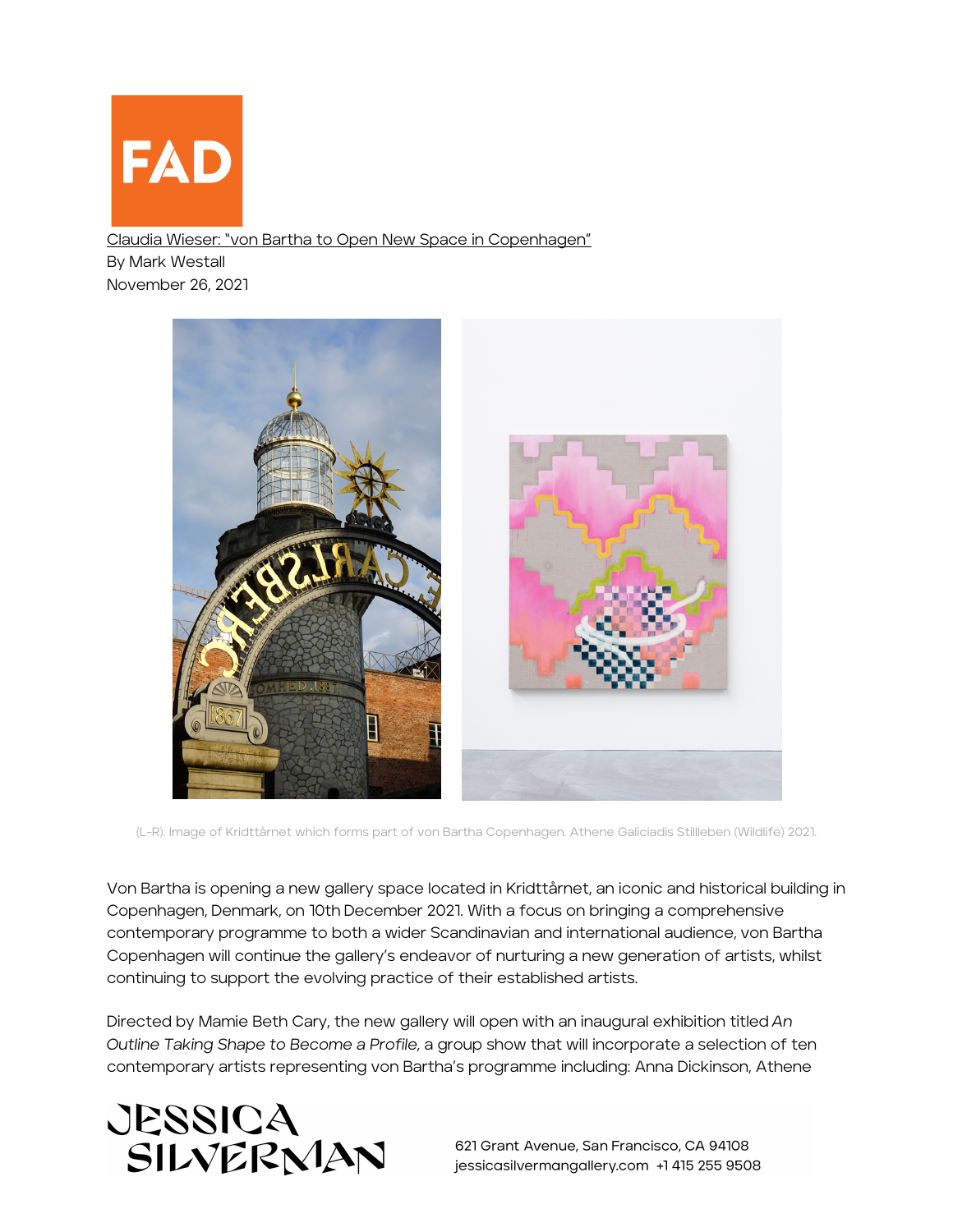Claudia Wieser: "von Bartha to Open New Space in Copenhagen"
By Mark Westall
November 26, 2021

(L-R): Image of Kridttårnet which forms part of von Bartha Copenhagen. Athene Galiciadis Stillleben (Wildlife) 2021.

Von Bartha is opening a new gallery space located in Kridttårnet, an iconic and historical building in Copenhagen, Denmark, on 10th December 2021. With a focus on bringing a comprehensive contemporary programme to both a wider Scandinavian and international audience, von Bartha Copenhagen will continue the gallery's endeavor of nurturing a new generation of artists, whilst continuing to support the evolving practice of their established artists.

Directed by Mamie Beth Cary, the new gallery will open with an inaugural exhibition titled *An Outline Taking Shape to Become a Profile,* a group show that will incorporate a selection of ten contemporary artists representing von Bartha's programme including: Anna Dickinson, Athene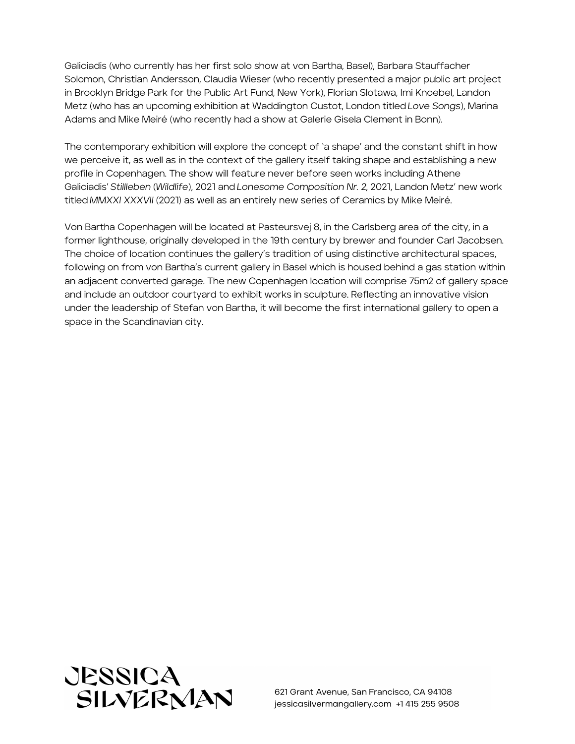Galiciadis (who currently has her first solo show at von Bartha, Basel), Barbara Stauffacher Solomon, Christian Andersson, Claudia Wieser (who recently presented a major public art project in Brooklyn Bridge Park for the Public Art Fund, New York), Florian Slotawa, Imi Knoebel, Landon Metz (who has an upcoming exhibition at Waddington Custot, London titled *Love Songs*), Marina Adams and Mike Meiré (who recently had a show at Galerie Gisela Clement in Bonn).

The contemporary exhibition will explore the concept of 'a shape' and the constant shift in how we perceive it, as well as in the context of the gallery itself taking shape and establishing a new profile in Copenhagen. The show will feature never before seen works including Athene Galiciadis' *Stillleben* (*Wildlife*), 2021 and *Lonesome Composition Nr. 2*, 2021, Landon Metz' new work titled *MMXXI XXXVII* (2021) as well as an entirely new series of Ceramics by Mike Meiré.

Von Bartha Copenhagen will be located at Pasteursvej 8, in the Carlsberg area of the city, in a former lighthouse, originally developed in the 19th century by brewer and founder Carl Jacobsen. The choice of location continues the gallery's tradition of using distinctive architectural spaces, following on from von Bartha's current gallery in Basel which is housed behind a gas station within an adjacent converted garage. The new Copenhagen location will comprise 75m2 of gallery space and include an outdoor courtyard to exhibit works in sculpture. Reflecting an innovative vision under the leadership of Stefan von Bartha, it will become the first international gallery to open a space in the Scandinavian city.

JESSICA SILVERMAN

621 Grant Avenue, San Francisco, CA 94108
jessicasilvermangallery.com +1 415 255 9508